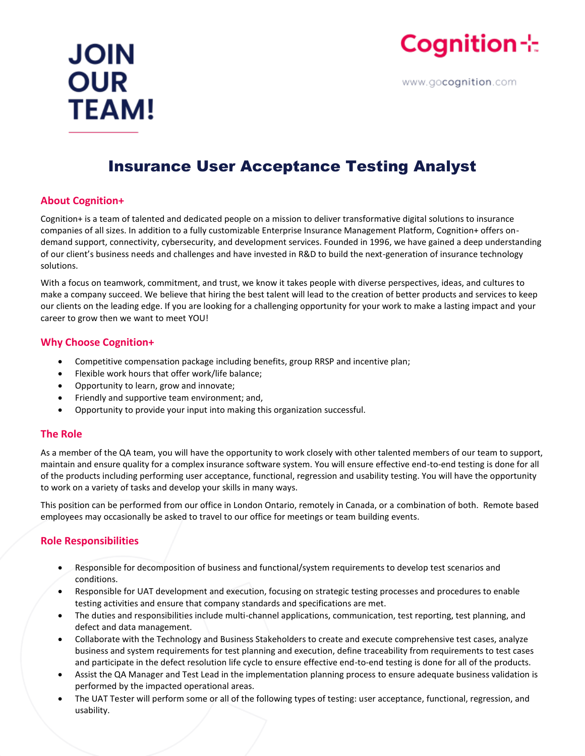# JOIN OUR TEAM!

Cognition+

www.gocognition.com

# Insurance User Acceptance Testing Analyst

## About Cognition+

Cognition+ is a team of talented and dedicated people on a mission to deliver transformative digital solutions to insurance companies of all sizes. In addition to a fully customizable Enterprise Insurance Management Platform, Cognition+ offers on-demand support, connectivity, cybersecurity, and development services. Founded in 1996, we have gained a deep understanding of our client's business needs and challenges and have invested in R&D to build the next-generation of insurance technology solutions.

With a focus on teamwork, commitment, and trust, we know it takes people with diverse perspectives, ideas, and cultures to make a company succeed. We believe that hiring the best talent will lead to the creation of better products and services to keep our clients on the leading edge. If you are looking for a challenging opportunity for your work to make a lasting impact and your career to grow then we want to meet YOU!

## Why Choose Cognition+

- Competitive compensation package including benefits, group RRSP and incentive plan;
- Flexible work hours that offer work/life balance;
- Opportunity to learn, grow and innovate;
- Friendly and supportive team environment; and,
- Opportunity to provide your input into making this organization successful.

## The Role

As a member of the QA team, you will have the opportunity to work closely with other talented members of our team to support, maintain and ensure quality for a complex insurance software system. You will ensure effective end-to-end testing is done for all of the products including performing user acceptance, functional, regression and usability testing. You will have the opportunity to work on a variety of tasks and develop your skills in many ways.

This position can be performed from our office in London Ontario, remotely in Canada, or a combination of both. Remote based employees may occasionally be asked to travel to our office for meetings or team building events.

## Role Responsibilities

- Responsible for decomposition of business and functional/system requirements to develop test scenarios and conditions.
- Responsible for UAT development and execution, focusing on strategic testing processes and procedures to enable testing activities and ensure that company standards and specifications are met.
- The duties and responsibilities include multi-channel applications, communication, test reporting, test planning, and defect and data management.
- Collaborate with the Technology and Business Stakeholders to create and execute comprehensive test cases, analyze business and system requirements for test planning and execution, define traceability from requirements to test cases and participate in the defect resolution life cycle to ensure effective end-to-end testing is done for all of the products.
- Assist the QA Manager and Test Lead in the implementation planning process to ensure adequate business validation is performed by the impacted operational areas.
- The UAT Tester will perform some or all of the following types of testing: user acceptance, functional, regression, and usability.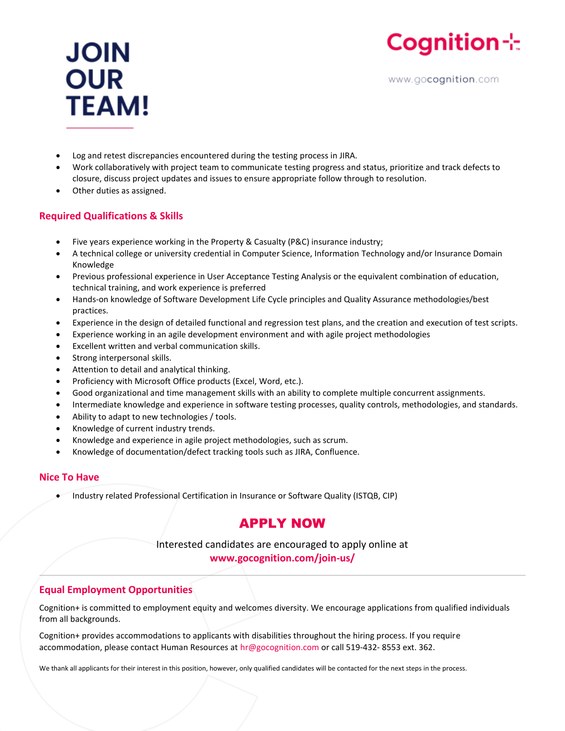# JOIN OUR TEAM!

Cognition+

www.gocognition.com

- Log and retest discrepancies encountered during the testing process in JIRA.
- Work collaboratively with project team to communicate testing progress and status, prioritize and track defects to closure, discuss project updates and issues to ensure appropriate follow through to resolution.
- Other duties as assigned.

## Required Qualifications & Skills

- Five years experience working in the Property & Casualty (P&C) insurance industry;
- A technical college or university credential in Computer Science, Information Technology and/or Insurance Domain Knowledge
- Previous professional experience in User Acceptance Testing Analysis or the equivalent combination of education, technical training, and work experience is preferred
- Hands-on knowledge of Software Development Life Cycle principles and Quality Assurance methodologies/best practices.
- Experience in the design of detailed functional and regression test plans, and the creation and execution of test scripts.
- Experience working in an agile development environment and with agile project methodologies
- Excellent written and verbal communication skills.
- Strong interpersonal skills.
- Attention to detail and analytical thinking.
- Proficiency with Microsoft Office products (Excel, Word, etc.).
- Good organizational and time management skills with an ability to complete multiple concurrent assignments.
- Intermediate knowledge and experience in software testing processes, quality controls, methodologies, and standards.
- Ability to adapt to new technologies / tools.
- Knowledge of current industry trends.
- Knowledge and experience in agile project methodologies, such as scrum.
- Knowledge of documentation/defect tracking tools such as JIRA, Confluence.

## Nice To Have

- Industry related Professional Certification in Insurance or Software Quality (ISTQB, CIP)

## APPLY NOW

Interested candidates are encouraged to apply online at
**www.gocognition.com/join-us/**

---

## Equal Employment Opportunities

Cognition+ is committed to employment equity and welcomes diversity. We encourage applications from qualified individuals from all backgrounds.

Cognition+ provides accommodations to applicants with disabilities throughout the hiring process. If you require accommodation, please contact Human Resources at hr@gocognition.com or call 519-432- 8553 ext. 362.

We thank all applicants for their interest in this position, however, only qualified candidates will be contacted for the next steps in the process.